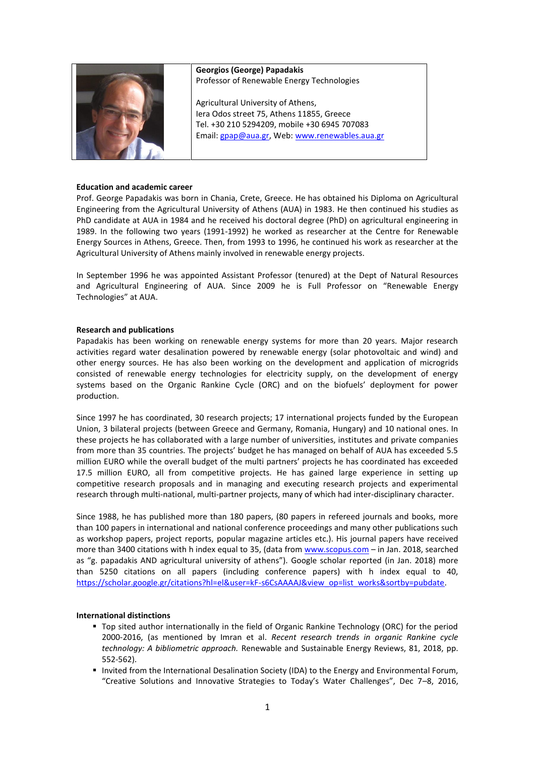**Georgios (George) Papadakis**
Professor of Renewable Energy Technologies

Agricultural University of Athens,
Iera Odos street 75, Athens 11855, Greece
Tel. +30 210 5294209, mobile +30 6945 707083
Email: gpap@aua.gr, Web: www.renewables.aua.gr

**Education and academic career**

Prof. George Papadakis was born in Chania, Crete, Greece. He has obtained his Diploma on Agricultural Engineering from the Agricultural University of Athens (AUA) in 1983. He then continued his studies as PhD candidate at AUA in 1984 and he received his doctoral degree (PhD) on agricultural engineering in 1989. In the following two years (1991-1992) he worked as researcher at the Centre for Renewable Energy Sources in Athens, Greece. Then, from 1993 to 1996, he continued his work as researcher at the Agricultural University of Athens mainly involved in renewable energy projects.

In September 1996 he was appointed Assistant Professor (tenured) at the Dept of Natural Resources and Agricultural Engineering of AUA. Since 2009 he is Full Professor on "Renewable Energy Technologies" at AUA.

**Research and publications**

Papadakis has been working on renewable energy systems for more than 20 years. Major research activities regard water desalination powered by renewable energy (solar photovoltaic and wind) and other energy sources. He has also been working on the development and application of microgrids consisted of renewable energy technologies for electricity supply, on the development of energy systems based on the Organic Rankine Cycle (ORC) and on the biofuels' deployment for power production.

Since 1997 he has coordinated, 30 research projects; 17 international projects funded by the European Union, 3 bilateral projects (between Greece and Germany, Romania, Hungary) and 10 national ones. In these projects he has collaborated with a large number of universities, institutes and private companies from more than 35 countries. The projects' budget he has managed on behalf of AUA has exceeded 5.5 million EURO while the overall budget of the multi partners' projects he has coordinated has exceeded 17.5 million EURO, all from competitive projects. He has gained large experience in setting up competitive research proposals and in managing and executing research projects and experimental research through multi-national, multi-partner projects, many of which had inter-disciplinary character.

Since 1988, he has published more than 180 papers, (80 papers in refereed journals and books, more than 100 papers in international and national conference proceedings and many other publications such as workshop papers, project reports, popular magazine articles etc.). His journal papers have received more than 3400 citations with h index equal to 35, (data from www.scopus.com – in Jan. 2018, searched as "g. papadakis AND agricultural university of athens"). Google scholar reported (in Jan. 2018) more than 5250 citations on all papers (including conference papers) with h index equal to 40, https://scholar.google.gr/citations?hl=el&user=kF-s6CsAAAAJ&view_op=list_works&sortby=pubdate.

**International distinctions**

- Top sited author internationally in the field of Organic Rankine Technology (ORC) for the period 2000-2016, (as mentioned by Imran et al. *Recent research trends in organic Rankine cycle technology: A bibliometric approach.* Renewable and Sustainable Energy Reviews, 81, 2018, pp. 552-562).
- Invited from the International Desalination Society (IDA) to the Energy and Environmental Forum, "Creative Solutions and Innovative Strategies to Today's Water Challenges", Dec 7–8, 2016,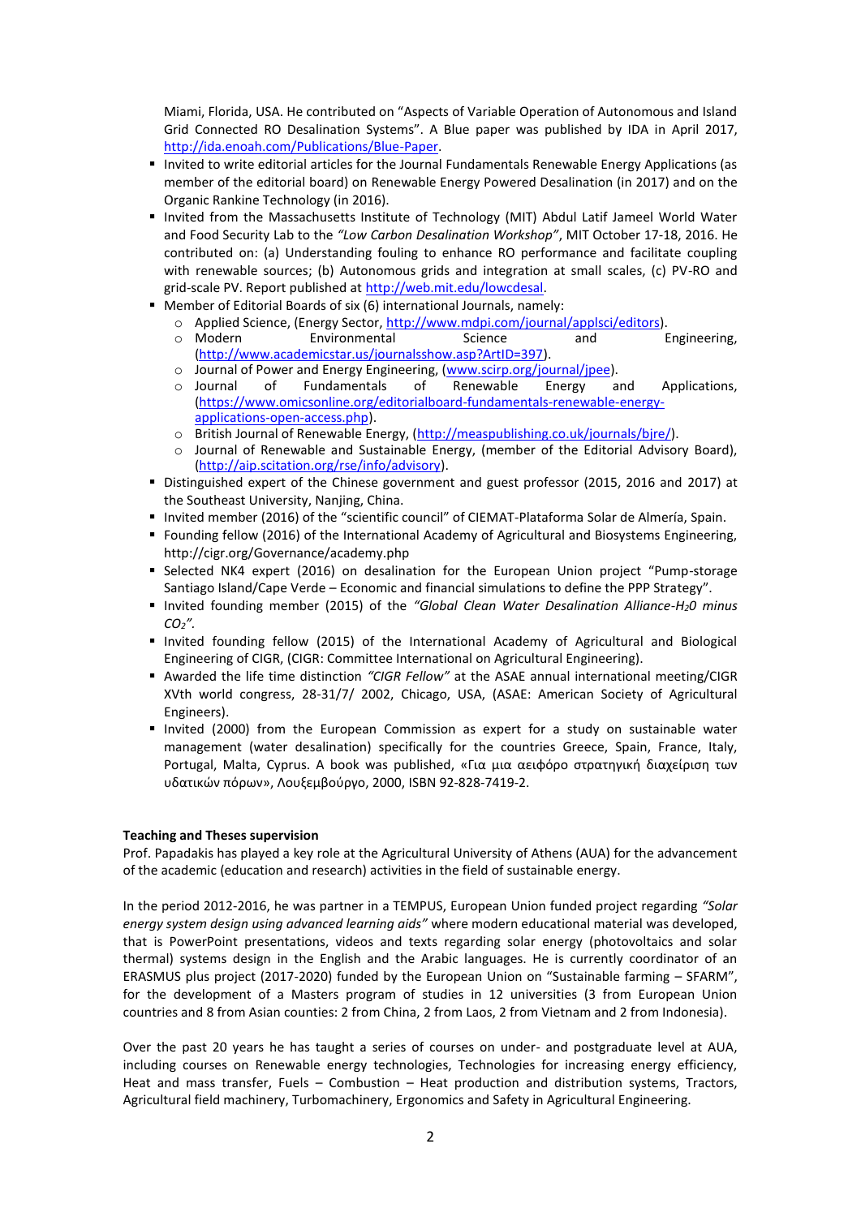Miami, Florida, USA. He contributed on "Aspects of Variable Operation of Autonomous and Island Grid Connected RO Desalination Systems". A Blue paper was published by IDA in April 2017, http://ida.enoah.com/Publications/Blue-Paper.

- Invited to write editorial articles for the Journal Fundamentals Renewable Energy Applications (as member of the editorial board) on Renewable Energy Powered Desalination (in 2017) and on the Organic Rankine Technology (in 2016).
- Invited from the Massachusetts Institute of Technology (MIT) Abdul Latif Jameel World Water and Food Security Lab to the *"Low Carbon Desalination Workshop"*, MIT October 17-18, 2016. He contributed on: (a) Understanding fouling to enhance RO performance and facilitate coupling with renewable sources; (b) Autonomous grids and integration at small scales, (c) PV-RO and grid-scale PV. Report published at http://web.mit.edu/lowcdesal.
- Member of Editorial Boards of six (6) international Journals, namely:
  - Applied Science, (Energy Sector, http://www.mdpi.com/journal/applsci/editors).
  - Modern Environmental Science and Engineering, (http://www.academicstar.us/journalsshow.asp?ArtID=397).
  - Journal of Power and Energy Engineering, (www.scirp.org/journal/jpee).
  - Journal of Fundamentals of Renewable Energy and Applications, (https://www.omicsonline.org/editorialboard-fundamentals-renewable-energy-applications-open-access.php).
  - British Journal of Renewable Energy, (http://measpublishing.co.uk/journals/bjre/).
  - Journal of Renewable and Sustainable Energy, (member of the Editorial Advisory Board), (http://aip.scitation.org/rse/info/advisory).
- Distinguished expert of the Chinese government and guest professor (2015, 2016 and 2017) at the Southeast University, Nanjing, China.
- Invited member (2016) of the "scientific council" of CIEMAT-Plataforma Solar de Almería, Spain.
- Founding fellow (2016) of the International Academy of Agricultural and Biosystems Engineering, http://cigr.org/Governance/academy.php
- Selected NK4 expert (2016) on desalination for the European Union project "Pump-storage Santiago Island/Cape Verde – Economic and financial simulations to define the PPP Strategy".
- Invited founding member (2015) of the *"Global Clean Water Desalination Alliance-$H_20$ minus $CO_2$"*.
- Invited founding fellow (2015) of the International Academy of Agricultural and Biological Engineering of CIGR, (CIGR: Committee International on Agricultural Engineering).
- Awarded the life time distinction *"CIGR Fellow"* at the ASAE annual international meeting/CIGR XVth world congress, 28-31/7/ 2002, Chicago, USA, (ASAE: American Society of Agricultural Engineers).
- Invited (2000) from the European Commission as expert for a study on sustainable water management (water desalination) specifically for the countries Greece, Spain, France, Italy, Portugal, Malta, Cyprus. A book was published, «Για μια αειφόρο στρατηγική διαχείριση των υδατικών πόρων», Λουξεμβούργο, 2000, ISBN 92-828-7419-2.

**Teaching and Theses supervision**

Prof. Papadakis has played a key role at the Agricultural University of Athens (AUA) for the advancement of the academic (education and research) activities in the field of sustainable energy.

In the period 2012-2016, he was partner in a TEMPUS, European Union funded project regarding *"Solar energy system design using advanced learning aids"* where modern educational material was developed, that is PowerPoint presentations, videos and texts regarding solar energy (photovoltaics and solar thermal) systems design in the English and the Arabic languages. He is currently coordinator of an ERASMUS plus project (2017-2020) funded by the European Union on "Sustainable farming – SFARM", for the development of a Masters program of studies in 12 universities (3 from European Union countries and 8 from Asian counties: 2 from China, 2 from Laos, 2 from Vietnam and 2 from Indonesia).

Over the past 20 years he has taught a series of courses on under- and postgraduate level at AUA, including courses on Renewable energy technologies, Technologies for increasing energy efficiency, Heat and mass transfer, Fuels – Combustion – Heat production and distribution systems, Tractors, Agricultural field machinery, Turbomachinery, Ergonomics and Safety in Agricultural Engineering.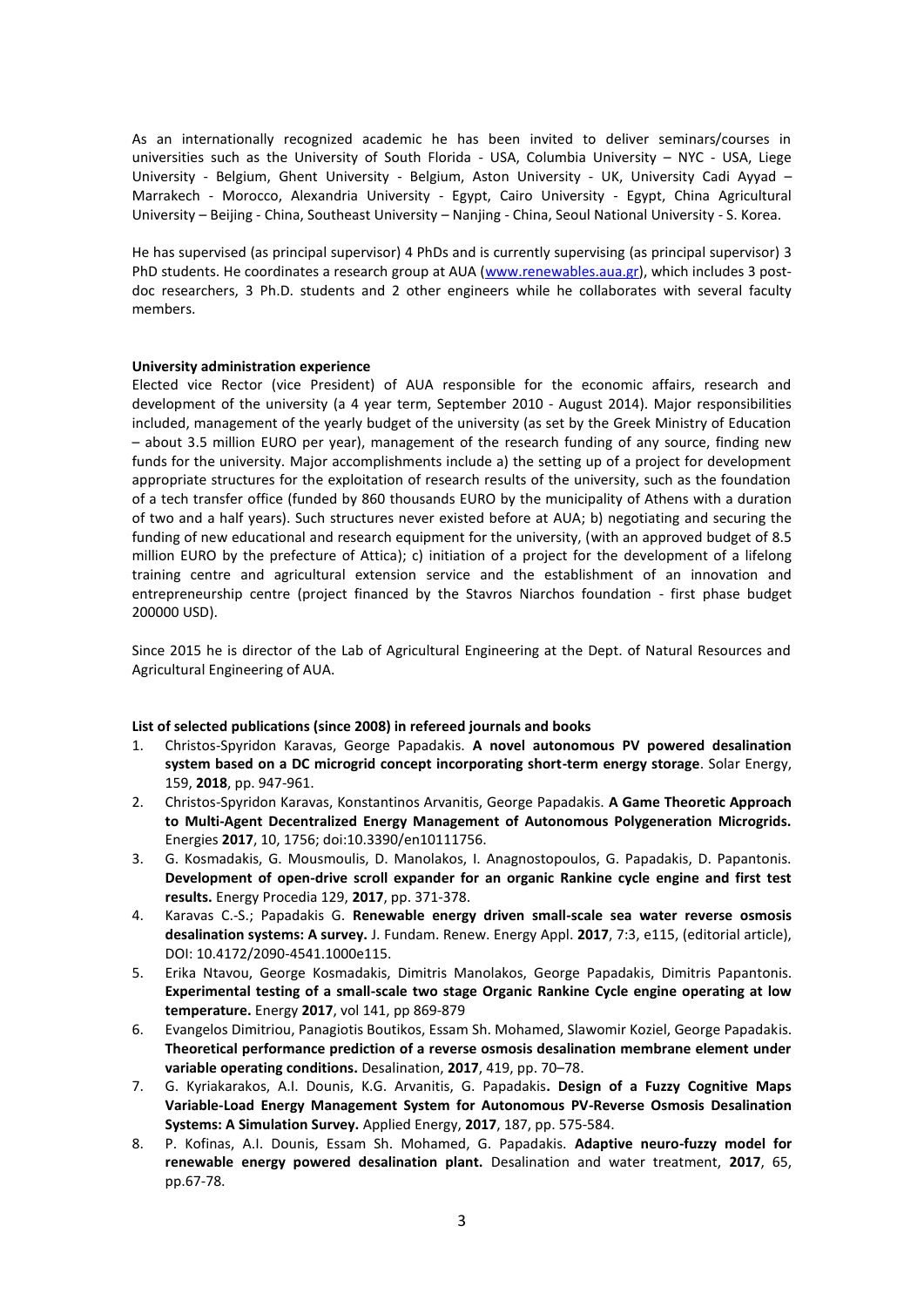As an internationally recognized academic he has been invited to deliver seminars/courses in universities such as the University of South Florida - USA, Columbia University – NYC - USA, Liege University - Belgium, Ghent University - Belgium, Aston University - UK, University Cadi Ayyad – Marrakech - Morocco, Alexandria University - Egypt, Cairo University - Egypt, China Agricultural University – Beijing - China, Southeast University – Nanjing - China, Seoul National University - S. Korea.

He has supervised (as principal supervisor) 4 PhDs and is currently supervising (as principal supervisor) 3 PhD students. He coordinates a research group at AUA (www.renewables.aua.gr), which includes 3 post-doc researchers, 3 Ph.D. students and 2 other engineers while he collaborates with several faculty members.

**University administration experience**

Elected vice Rector (vice President) of AUA responsible for the economic affairs, research and development of the university (a 4 year term, September 2010 - August 2014). Major responsibilities included, management of the yearly budget of the university (as set by the Greek Ministry of Education – about 3.5 million EURO per year), management of the research funding of any source, finding new funds for the university. Major accomplishments include a) the setting up of a project for development appropriate structures for the exploitation of research results of the university, such as the foundation of a tech transfer office (funded by 860 thousands EURO by the municipality of Athens with a duration of two and a half years). Such structures never existed before at AUA; b) negotiating and securing the funding of new educational and research equipment for the university, (with an approved budget of 8.5 million EURO by the prefecture of Attica); c) initiation of a project for the development of a lifelong training centre and agricultural extension service and the establishment of an innovation and entrepreneurship centre (project financed by the Stavros Niarchos foundation - first phase budget 200000 USD).

Since 2015 he is director of the Lab of Agricultural Engineering at the Dept. of Natural Resources and Agricultural Engineering of AUA.

**List of selected publications (since 2008) in refereed journals and books**

1. Christos-Spyridon Karavas, George Papadakis. **A novel autonomous PV powered desalination system based on a DC microgrid concept incorporating short-term energy storage**. Solar Energy, 159, **2018**, pp. 947-961.
2. Christos-Spyridon Karavas, Konstantinos Arvanitis, George Papadakis. **A Game Theoretic Approach to Multi-Agent Decentralized Energy Management of Autonomous Polygeneration Microgrids.** Energies **2017**, 10, 1756; doi:10.3390/en10111756.
3. G. Kosmadakis, G. Mousmoulis, D. Manolakos, I. Anagnostopoulos, G. Papadakis, D. Papantonis. **Development of open-drive scroll expander for an organic Rankine cycle engine and first test results.** Energy Procedia 129, **2017**, pp. 371-378.
4. Karavas C.-S.; Papadakis G. **Renewable energy driven small-scale sea water reverse osmosis desalination systems: A survey.** J. Fundam. Renew. Energy Appl. **2017**, 7:3, e115, (editorial article), DOI: 10.4172/2090-4541.1000e115.
5. Erika Ntavou, George Kosmadakis, Dimitris Manolakos, George Papadakis, Dimitris Papantonis. **Experimental testing of a small-scale two stage Organic Rankine Cycle engine operating at low temperature.** Energy **2017**, vol 141, pp 869-879
6. Evangelos Dimitriou, Panagiotis Boutikos, Essam Sh. Mohamed, Slawomir Koziel, George Papadakis. **Theoretical performance prediction of a reverse osmosis desalination membrane element under variable operating conditions.** Desalination, **2017**, 419, pp. 70–78.
7. G. Kyriakarakos, A.I. Dounis, K.G. Arvanitis, G. Papadakis**. Design of a Fuzzy Cognitive Maps Variable-Load Energy Management System for Autonomous PV-Reverse Osmosis Desalination Systems: A Simulation Survey.** Applied Energy, **2017**, 187, pp. 575-584.
8. P. Kofinas, A.I. Dounis, Essam Sh. Mohamed, G. Papadakis. **Adaptive neuro-fuzzy model for renewable energy powered desalination plant.** Desalination and water treatment, **2017**, 65, pp.67-78.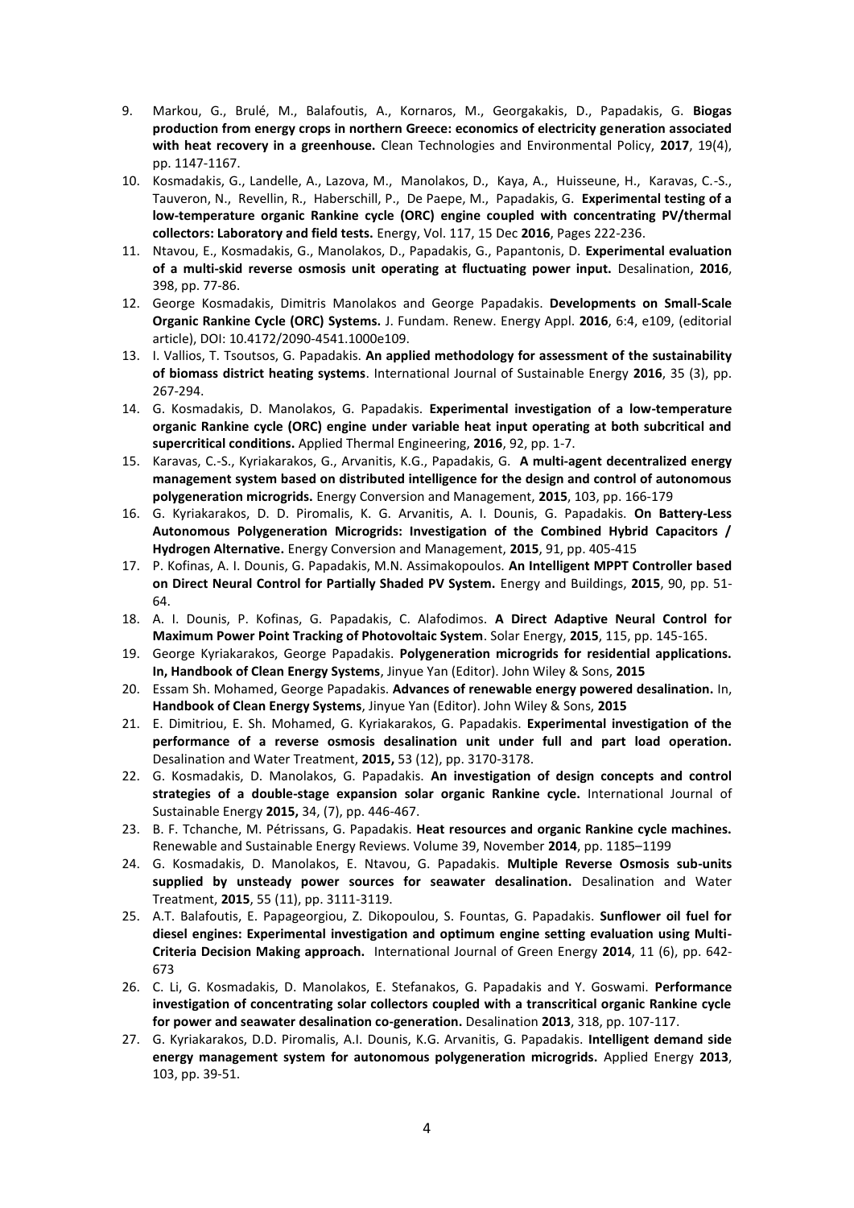9. Markou, G., Brulé, M., Balafoutis, A., Kornaros, M., Georgakakis, D., Papadakis, G. **Biogas production from energy crops in northern Greece: economics of electricity generation associated with heat recovery in a greenhouse.** Clean Technologies and Environmental Policy, **2017**, 19(4), pp. 1147-1167.
10. Kosmadakis, G., Landelle, A., Lazova, M., Manolakos, D., Kaya, A., Huisseune, H., Karavas, C.-S., Tauveron, N., Revellin, R., Haberschill, P., De Paepe, M., Papadakis, G. **Experimental testing of a low-temperature organic Rankine cycle (ORC) engine coupled with concentrating PV/thermal collectors: Laboratory and field tests.** Energy, Vol. 117, 15 Dec **2016**, Pages 222-236.
11. Ntavou, E., Kosmadakis, G., Manolakos, D., Papadakis, G., Papantonis, D. **Experimental evaluation of a multi-skid reverse osmosis unit operating at fluctuating power input.** Desalination, **2016**, 398, pp. 77-86.
12. George Kosmadakis, Dimitris Manolakos and George Papadakis. **Developments on Small-Scale Organic Rankine Cycle (ORC) Systems.** J. Fundam. Renew. Energy Appl. **2016**, 6:4, e109, (editorial article), DOI: 10.4172/2090-4541.1000e109.
13. I. Vallios, T. Tsoutsos, G. Papadakis. **An applied methodology for assessment of the sustainability of biomass district heating systems**. International Journal of Sustainable Energy **2016**, 35 (3), pp. 267-294.
14. G. Kosmadakis, D. Manolakos, G. Papadakis. **Experimental investigation of a low-temperature organic Rankine cycle (ORC) engine under variable heat input operating at both subcritical and supercritical conditions.** Applied Thermal Engineering, **2016**, 92, pp. 1-7.
15. Karavas, C.-S., Kyriakarakos, G., Arvanitis, K.G., Papadakis, G. **A multi-agent decentralized energy management system based on distributed intelligence for the design and control of autonomous polygeneration microgrids.** Energy Conversion and Management, **2015**, 103, pp. 166-179
16. G. Kyriakarakos, D. D. Piromalis, K. G. Arvanitis, A. I. Dounis, G. Papadakis. **On Battery-Less Autonomous Polygeneration Microgrids: Investigation of the Combined Hybrid Capacitors / Hydrogen Alternative.** Energy Conversion and Management, **2015**, 91, pp. 405-415
17. P. Kofinas, A. I. Dounis, G. Papadakis, M.N. Assimakopoulos. **An Intelligent MPPT Controller based on Direct Neural Control for Partially Shaded PV System.** Energy and Buildings, **2015**, 90, pp. 51-64.
18. A. I. Dounis, P. Kofinas, G. Papadakis, C. Alafodimos. **A Direct Adaptive Neural Control for Maximum Power Point Tracking of Photovoltaic System**. Solar Energy, **2015**, 115, pp. 145-165.
19. George Kyriakarakos, George Papadakis. **Polygeneration microgrids for residential applications. In, Handbook of Clean Energy Systems**, Jinyue Yan (Editor). John Wiley & Sons, **2015**
20. Essam Sh. Mohamed, George Papadakis. **Advances of renewable energy powered desalination.** In, **Handbook of Clean Energy Systems**, Jinyue Yan (Editor). John Wiley & Sons, **2015**
21. E. Dimitriou, E. Sh. Mohamed, G. Kyriakarakos, G. Papadakis. **Experimental investigation of the performance of a reverse osmosis desalination unit under full and part load operation.** Desalination and Water Treatment, **2015,** 53 (12), pp. 3170-3178.
22. G. Kosmadakis, D. Manolakos, G. Papadakis. **An investigation of design concepts and control strategies of a double-stage expansion solar organic Rankine cycle.** International Journal of Sustainable Energy **2015,** 34, (7), pp. 446-467.
23. B. F. Tchanche, M. Pétrissans, G. Papadakis. **Heat resources and organic Rankine cycle machines.** Renewable and Sustainable Energy Reviews. Volume 39, November **2014**, pp. 1185–1199
24. G. Kosmadakis, D. Manolakos, E. Ntavou, G. Papadakis. **Multiple Reverse Osmosis sub-units supplied by unsteady power sources for seawater desalination.** Desalination and Water Treatment, **2015**, 55 (11), pp. 3111-3119.
25. A.T. Balafoutis, E. Papageorgiou, Z. Dikopoulou, S. Fountas, G. Papadakis. **Sunflower oil fuel for diesel engines: Experimental investigation and optimum engine setting evaluation using Multi-Criteria Decision Making approach.** International Journal of Green Energy **2014**, 11 (6), pp. 642-673
26. C. Li, G. Kosmadakis, D. Manolakos, E. Stefanakos, G. Papadakis and Y. Goswami. **Performance investigation of concentrating solar collectors coupled with a transcritical organic Rankine cycle for power and seawater desalination co-generation.** Desalination **2013**, 318, pp. 107-117.
27. G. Kyriakarakos, D.D. Piromalis, A.I. Dounis, K.G. Arvanitis, G. Papadakis. **Intelligent demand side energy management system for autonomous polygeneration microgrids.** Applied Energy **2013**, 103, pp. 39-51.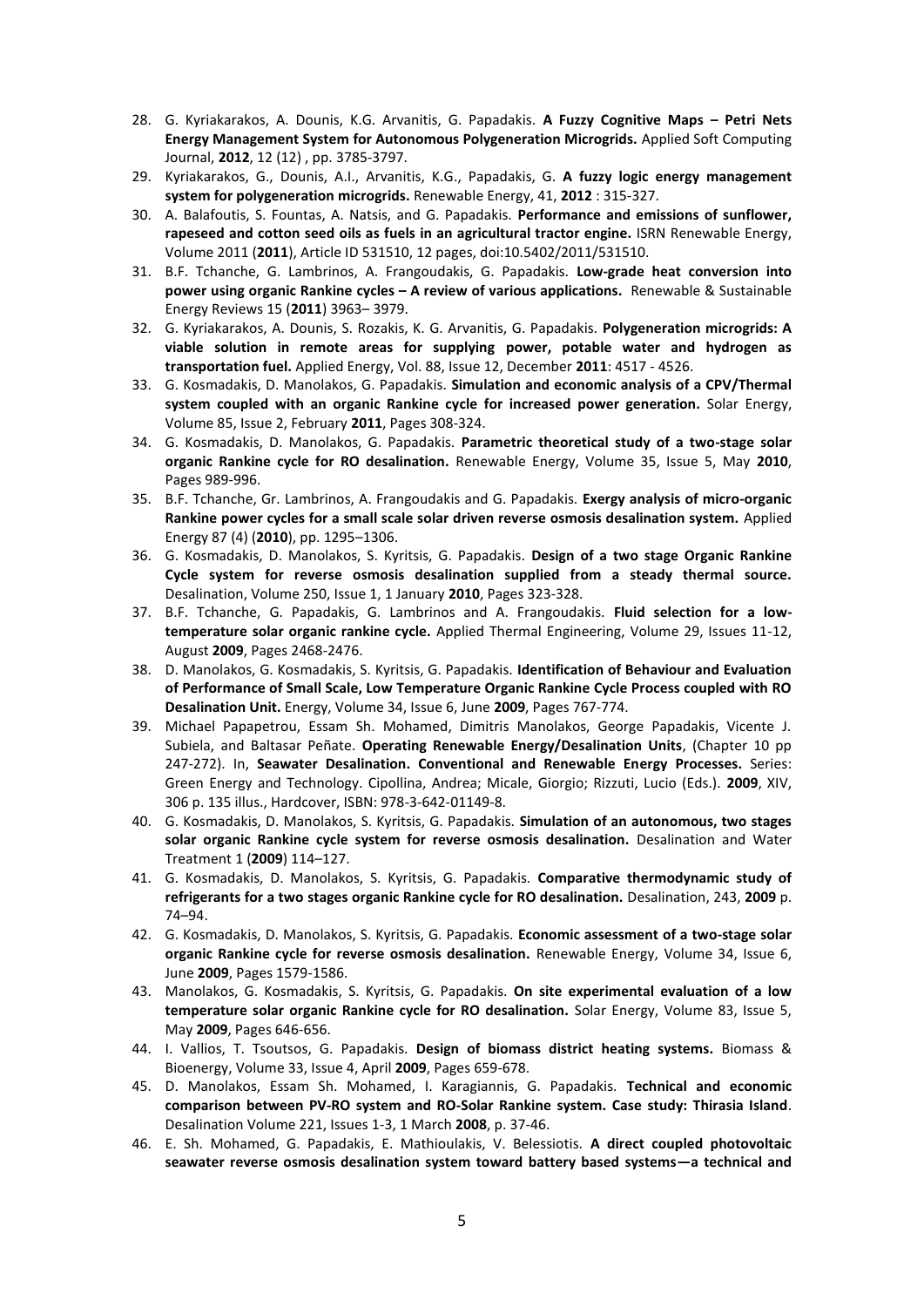28. G. Kyriakarakos, A. Dounis, K.G. Arvanitis, G. Papadakis. **A Fuzzy Cognitive Maps – Petri Nets Energy Management System for Autonomous Polygeneration Microgrids.** Applied Soft Computing Journal, **2012**, 12 (12) , pp. 3785-3797.
29. Kyriakarakos, G., Dounis, A.I., Arvanitis, K.G., Papadakis, G. **A fuzzy logic energy management system for polygeneration microgrids.** Renewable Energy, 41, **2012** : 315-327.
30. A. Balafoutis, S. Fountas, A. Natsis, and G. Papadakis. **Performance and emissions of sunflower, rapeseed and cotton seed oils as fuels in an agricultural tractor engine.** ISRN Renewable Energy, Volume 2011 (**2011**), Article ID 531510, 12 pages, doi:10.5402/2011/531510.
31. B.F. Tchanche, G. Lambrinos, A. Frangoudakis, G. Papadakis. **Low-grade heat conversion into power using organic Rankine cycles – A review of various applications.** Renewable & Sustainable Energy Reviews 15 (**2011**) 3963– 3979.
32. G. Kyriakarakos, A. Dounis, S. Rozakis, K. G. Arvanitis, G. Papadakis. **Polygeneration microgrids: A viable solution in remote areas for supplying power, potable water and hydrogen as transportation fuel.** Applied Energy, Vol. 88, Issue 12, December **2011**: 4517 - 4526.
33. G. Kosmadakis, D. Manolakos, G. Papadakis. **Simulation and economic analysis of a CPV/Thermal system coupled with an organic Rankine cycle for increased power generation.** Solar Energy, Volume 85, Issue 2, February **2011**, Pages 308-324.
34. G. Kosmadakis, D. Manolakos, G. Papadakis. **Parametric theoretical study of a two-stage solar organic Rankine cycle for RO desalination.** Renewable Energy, Volume 35, Issue 5, May **2010**, Pages 989-996.
35. B.F. Tchanche, Gr. Lambrinos, A. Frangoudakis and G. Papadakis. **Exergy analysis of micro-organic Rankine power cycles for a small scale solar driven reverse osmosis desalination system.** Applied Energy 87 (4) (**2010**), pp. 1295–1306.
36. G. Kosmadakis, D. Manolakos, S. Kyritsis, G. Papadakis. **Design of a two stage Organic Rankine Cycle system for reverse osmosis desalination supplied from a steady thermal source.** Desalination, Volume 250, Issue 1, 1 January **2010**, Pages 323-328.
37. B.F. Tchanche, G. Papadakis, G. Lambrinos and A. Frangoudakis. **Fluid selection for a low-temperature solar organic rankine cycle.** Applied Thermal Engineering, Volume 29, Issues 11-12, August **2009**, Pages 2468-2476.
38. D. Manolakos, G. Kosmadakis, S. Kyritsis, G. Papadakis. **Identification of Behaviour and Evaluation of Performance of Small Scale, Low Temperature Organic Rankine Cycle Process coupled with RO Desalination Unit.** Energy, Volume 34, Issue 6, June **2009**, Pages 767-774.
39. Michael Papapetrou, Essam Sh. Mohamed, Dimitris Manolakos, George Papadakis, Vicente J. Subiela, and Baltasar Peñate. **Operating Renewable Energy/Desalination Units**, (Chapter 10 pp 247-272). In, **Seawater Desalination. Conventional and Renewable Energy Processes.** Series: Green Energy and Technology. Cipollina, Andrea; Micale, Giorgio; Rizzuti, Lucio (Eds.). **2009**, XIV, 306 p. 135 illus., Hardcover, ISBN: 978-3-642-01149-8.
40. G. Kosmadakis, D. Manolakos, S. Kyritsis, G. Papadakis. **Simulation of an autonomous, two stages solar organic Rankine cycle system for reverse osmosis desalination.** Desalination and Water Treatment 1 (**2009**) 114–127.
41. G. Kosmadakis, D. Manolakos, S. Kyritsis, G. Papadakis. **Comparative thermodynamic study of refrigerants for a two stages organic Rankine cycle for RO desalination.** Desalination, 243, **2009** p. 74–94.
42. G. Kosmadakis, D. Manolakos, S. Kyritsis, G. Papadakis. **Economic assessment of a two-stage solar organic Rankine cycle for reverse osmosis desalination.** Renewable Energy, Volume 34, Issue 6, June **2009**, Pages 1579-1586.
43. Manolakos, G. Kosmadakis, S. Kyritsis, G. Papadakis. **On site experimental evaluation of a low temperature solar organic Rankine cycle for RO desalination.** Solar Energy, Volume 83, Issue 5, May **2009**, Pages 646-656.
44. I. Vallios, T. Tsoutsos, G. Papadakis. **Design of biomass district heating systems.** Biomass & Bioenergy, Volume 33, Issue 4, April **2009**, Pages 659-678.
45. D. Manolakos, Essam Sh. Mohamed, I. Karagiannis, G. Papadakis. **Technical and economic comparison between PV-RO system and RO-Solar Rankine system. Case study: Thirasia Island**. Desalination Volume 221, Issues 1-3, 1 March **2008**, p. 37-46.
46. E. Sh. Mohamed, G. Papadakis, E. Mathioulakis, V. Belessiotis. **A direct coupled photovoltaic seawater reverse osmosis desalination system toward battery based systems—a technical and**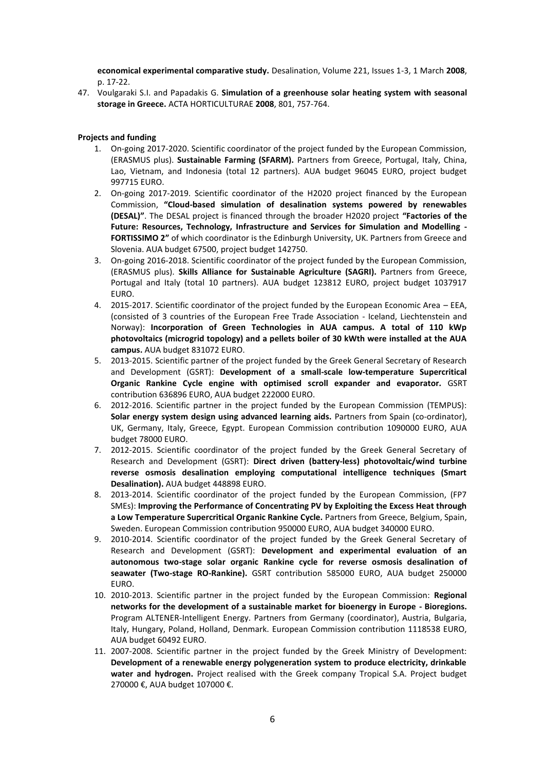**economical experimental comparative study.** Desalination, Volume 221, Issues 1-3, 1 March **2008**, p. 17-22.

47. Voulgaraki S.I. and Papadakis G. **Simulation of a greenhouse solar heating system with seasonal storage in Greece.** ACTA HORTICULTURAE **2008**, 801, 757-764.

**Projects and funding**

1. On-going 2017-2020. Scientific coordinator of the project funded by the European Commission, (ERASMUS plus). **Sustainable Farming (SFARM).** Partners from Greece, Portugal, Italy, China, Lao, Vietnam, and Indonesia (total 12 partners). AUA budget 96045 EURO, project budget 997715 EURO.
2. On-going 2017-2019. Scientific coordinator of the H2020 project financed by the European Commission, **"Cloud-based simulation of desalination systems powered by renewables (DESAL)"**. The DESAL project is financed through the broader H2020 project **"Factories of the Future: Resources, Technology, Infrastructure and Services for Simulation and Modelling - FORTISSIMO 2"** of which coordinator is the Edinburgh University, UK. Partners from Greece and Slovenia. AUA budget 67500, project budget 142750.
3. On-going 2016-2018. Scientific coordinator of the project funded by the European Commission, (ERASMUS plus). **Skills Alliance for Sustainable Agriculture (SAGRI).** Partners from Greece, Portugal and Italy (total 10 partners). AUA budget 123812 EURO, project budget 1037917 EURO.
4. 2015-2017. Scientific coordinator of the project funded by the European Economic Area – EEA, (consisted of 3 countries of the European Free Trade Association - Iceland, Liechtenstein and Norway): **Incorporation of Green Technologies in AUA campus. A total of 110 kWp photovoltaics (microgrid topology) and a pellets boiler of 30 kWth were installed at the AUA campus.** AUA budget 831072 EURO.
5. 2013-2015. Scientific partner of the project funded by the Greek General Secretary of Research and Development (GSRT): **Development of a small-scale low-temperature Supercritical Organic Rankine Cycle engine with optimised scroll expander and evaporator.** GSRT contribution 636896 EURO, AUA budget 222000 EURO.
6. 2012-2016. Scientific partner in the project funded by the European Commission (TEMPUS): **Solar energy system design using advanced learning aids.** Partners from Spain (co-ordinator), UK, Germany, Italy, Greece, Egypt. European Commission contribution 1090000 EURO, AUA budget 78000 EURO.
7. 2012-2015. Scientific coordinator of the project funded by the Greek General Secretary of Research and Development (GSRT): **Direct driven (battery-less) photovoltaic/wind turbine reverse osmosis desalination employing computational intelligence techniques (Smart Desalination).** AUA budget 448898 EURO.
8. 2013-2014. Scientific coordinator of the project funded by the European Commission, (FP7 SMEs): **Improving the Performance of Concentrating PV by Exploiting the Excess Heat through a Low Temperature Supercritical Organic Rankine Cycle.** Partners from Greece, Belgium, Spain, Sweden. European Commission contribution 950000 EURO, AUA budget 340000 EURO.
9. 2010-2014. Scientific coordinator of the project funded by the Greek General Secretary of Research and Development (GSRT): **Development and experimental evaluation of an autonomous two-stage solar organic Rankine cycle for reverse osmosis desalination of seawater (Two-stage RO-Rankine).** GSRT contribution 585000 EURO, AUA budget 250000 EURO.
10. 2010-2013. Scientific partner in the project funded by the European Commission: **Regional networks for the development of a sustainable market for bioenergy in Europe - Bioregions.** Program ALTENER-Intelligent Energy. Partners from Germany (coordinator), Austria, Bulgaria, Italy, Hungary, Poland, Holland, Denmark. European Commission contribution 1118538 EURO, AUA budget 60492 EURO.
11. 2007-2008. Scientific partner in the project funded by the Greek Ministry of Development: **Development of a renewable energy polygeneration system to produce electricity, drinkable water and hydrogen.** Project realised with the Greek company Tropical S.A. Project budget 270000 €, AUA budget 107000 €.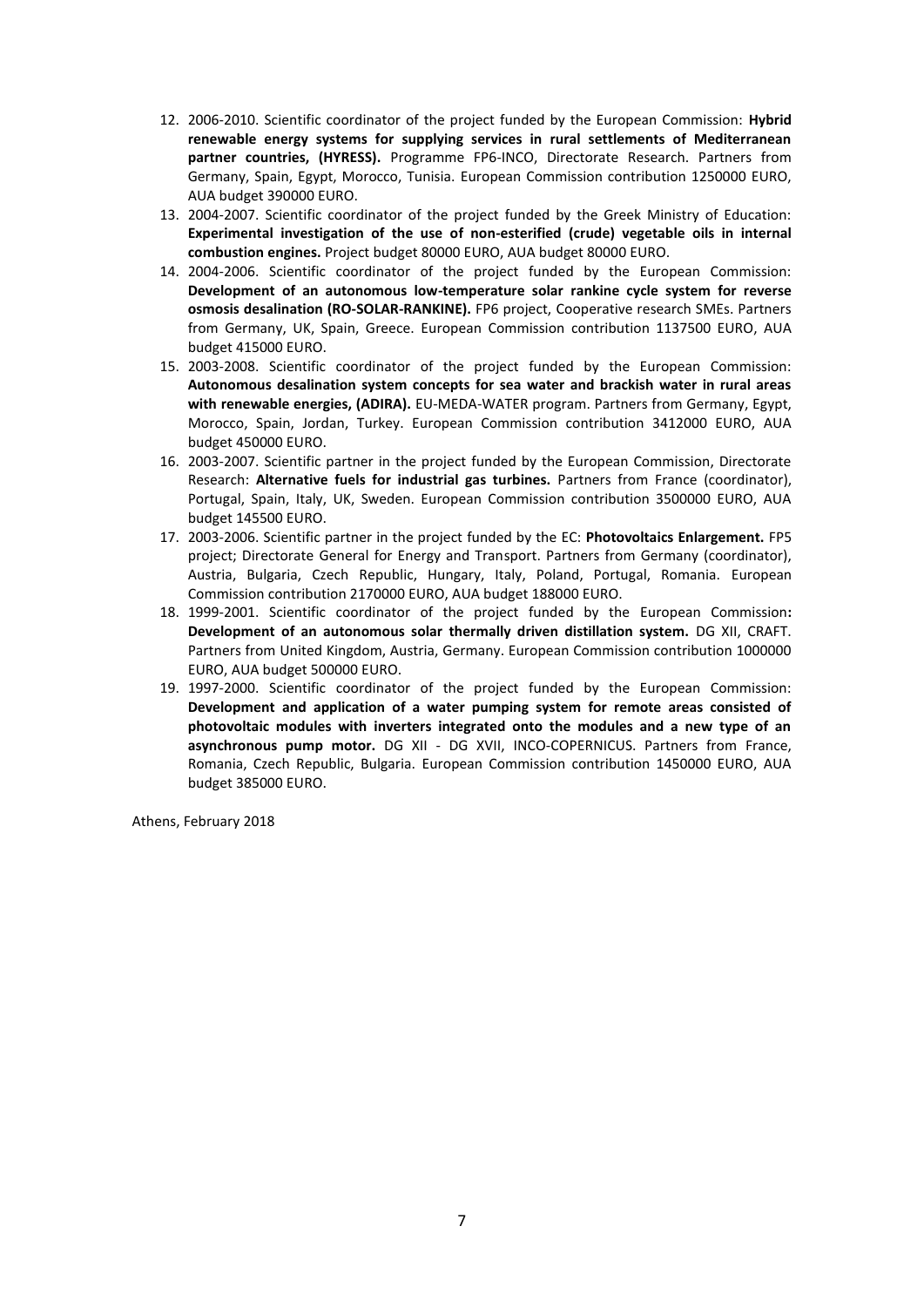12. 2006-2010. Scientific coordinator of the project funded by the European Commission: **Hybrid renewable energy systems for supplying services in rural settlements of Mediterranean partner countries, (HYRESS).** Programme FP6-INCO, Directorate Research. Partners from Germany, Spain, Egypt, Morocco, Tunisia. European Commission contribution 1250000 EURO, AUA budget 390000 EURO.
13. 2004-2007. Scientific coordinator of the project funded by the Greek Ministry of Education: **Experimental investigation of the use of non-esterified (crude) vegetable oils in internal combustion engines.** Project budget 80000 EURO, AUA budget 80000 EURO.
14. 2004-2006. Scientific coordinator of the project funded by the European Commission: **Development of an autonomous low-temperature solar rankine cycle system for reverse osmosis desalination (RO-SOLAR-RANKINE).** FP6 project, Cooperative research SMEs. Partners from Germany, UK, Spain, Greece. European Commission contribution 1137500 EURO, AUA budget 415000 EURO.
15. 2003-2008. Scientific coordinator of the project funded by the European Commission: **Autonomous desalination system concepts for sea water and brackish water in rural areas with renewable energies, (ADIRA).** EU-MEDA-WATER program. Partners from Germany, Egypt, Morocco, Spain, Jordan, Turkey. European Commission contribution 3412000 EURO, AUA budget 450000 EURO.
16. 2003-2007. Scientific partner in the project funded by the European Commission, Directorate Research: **Alternative fuels for industrial gas turbines.** Partners from France (coordinator), Portugal, Spain, Italy, UK, Sweden. European Commission contribution 3500000 EURO, AUA budget 145500 EURO.
17. 2003-2006. Scientific partner in the project funded by the EC: **Photovoltaics Enlargement.** FP5 project; Directorate General for Energy and Transport. Partners from Germany (coordinator), Austria, Bulgaria, Czech Republic, Hungary, Italy, Poland, Portugal, Romania. European Commission contribution 2170000 EURO, AUA budget 188000 EURO.
18. 1999-2001. Scientific coordinator of the project funded by the European Commission**:** **Development of an autonomous solar thermally driven distillation system.** DG XII, CRAFT. Partners from United Kingdom, Austria, Germany. European Commission contribution 1000000 EURO, AUA budget 500000 EURO.
19. 1997-2000. Scientific coordinator of the project funded by the European Commission: **Development and application of a water pumping system for remote areas consisted of photovoltaic modules with inverters integrated onto the modules and a new type of an asynchronous pump motor.** DG XII - DG XVII, INCO-COPERNICUS. Partners from France, Romania, Czech Republic, Bulgaria. European Commission contribution 1450000 EURO, AUA budget 385000 EURO.

Athens, February 2018